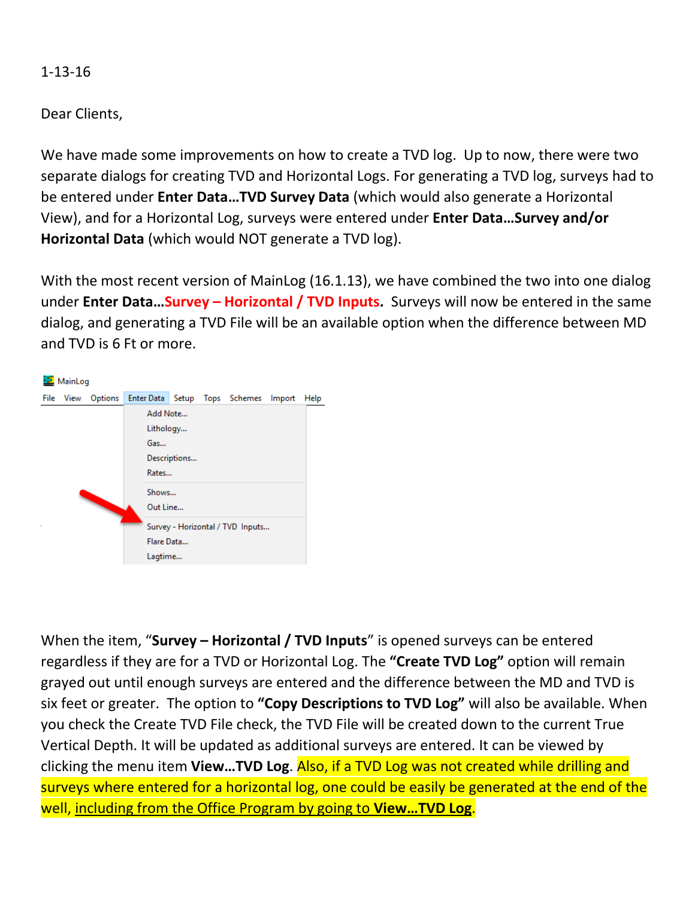1-13-16

Dear Clients,

We have made some improvements on how to create a TVD log. Up to now, there were two separate dialogs for creating TVD and Horizontal Logs. For generating a TVD log, surveys had to be entered under **Enter Data…TVD Survey Data** (which would also generate a Horizontal View), and for a Horizontal Log, surveys were entered under **Enter Data…Survey and/or Horizontal Data** (which would NOT generate a TVD log).

With the most recent version of MainLog (16.1.13), we have combined the two into one dialog under **Enter Data…Survey – Horizontal / TVD Inputs.** Surveys will now be entered in the same dialog, and generating a TVD File will be an available option when the difference between MD and TVD is 6 Ft or more.

MainLog

File View Options Enter Data Setup Tops Schemes Import Help

- Add Note...
- Lithology...
- Gas...
- Descriptions...
- Rates...
- Shows...
- Out Line...
- Survey - Horizontal / TVD Inputs...
- Flare Data...
- Lagtime...

When the item, "**Survey – Horizontal / TVD Inputs**" is opened surveys can be entered regardless if they are for a TVD or Horizontal Log. The **"Create TVD Log"** option will remain grayed out until enough surveys are entered and the difference between the MD and TVD is six feet or greater. The option to **"Copy Descriptions to TVD Log"** will also be available. When you check the Create TVD File check, the TVD File will be created down to the current True Vertical Depth. It will be updated as additional surveys are entered. It can be viewed by clicking the menu item **View…TVD Log**. Also, if a TVD Log was not created while drilling and surveys where entered for a horizontal log, one could be easily be generated at the end of the well, including from the Office Program by going to **View…TVD Log**.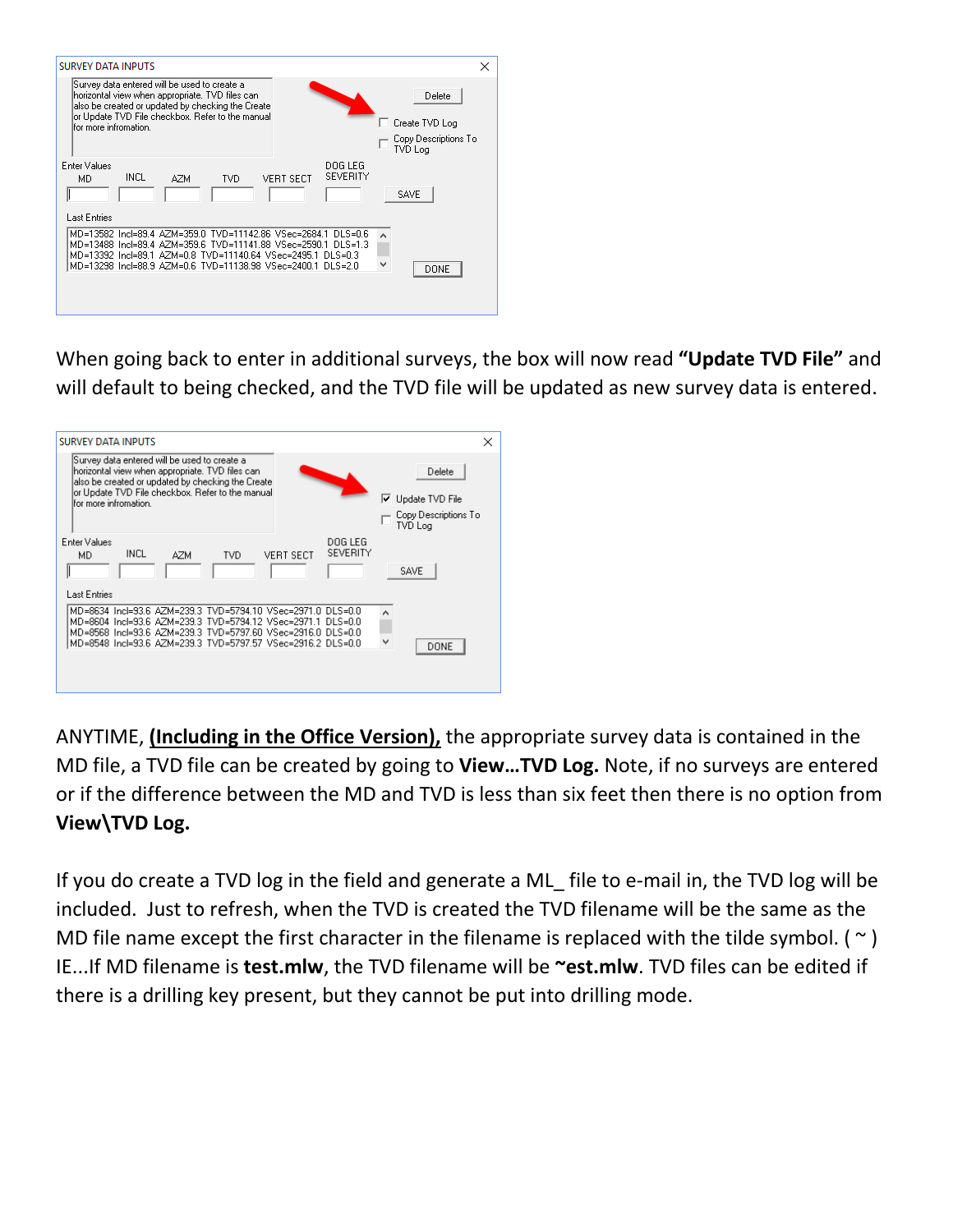When going back to enter in additional surveys, the box will now read **"Update TVD File"** and will default to being checked, and the TVD file will be updated as new survey data is entered.

ANYTIME, **<u>(Including in the Office Version),</u>** the appropriate survey data is contained in the MD file, a TVD file can be created by going to **View…TVD Log.** Note, if no surveys are entered or if the difference between the MD and TVD is less than six feet then there is no option from **View\TVD Log.**

If you do create a TVD log in the field and generate a ML_ file to e-mail in, the TVD log will be included. Just to refresh, when the TVD is created the TVD filename will be the same as the MD file name except the first character in the filename is replaced with the tilde symbol. ( ~ ) IE...If MD filename is **test.mlw**, the TVD filename will be **~est.mlw**. TVD files can be edited if there is a drilling key present, but they cannot be put into drilling mode.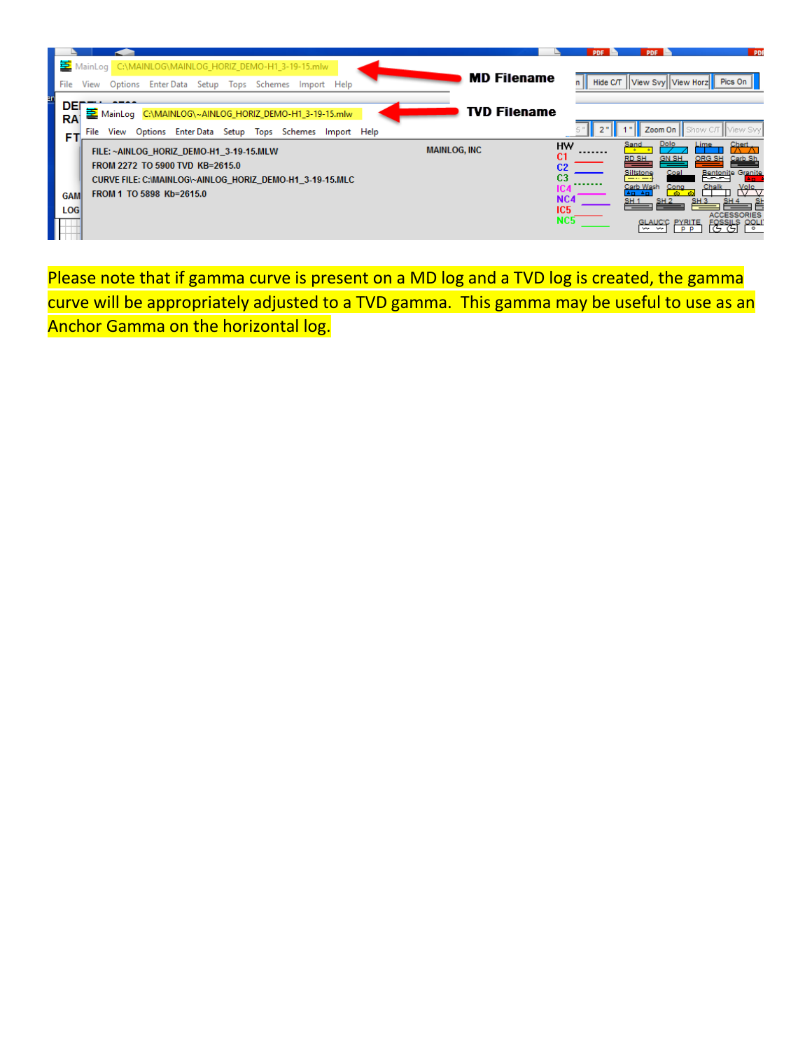MD Filename

TVD Filename

Please note that if gamma curve is present on a MD log and a TVD log is created, the gamma curve will be appropriately adjusted to a TVD gamma. This gamma may be useful to use as an Anchor Gamma on the horizontal log.